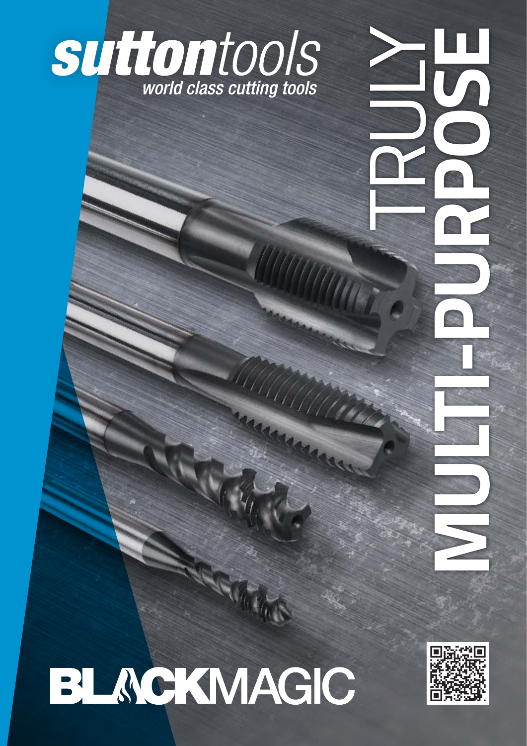# suttontools

*world class cutting tools*

# TRULY MULTI-PURPOSE

# BLACKMAGIC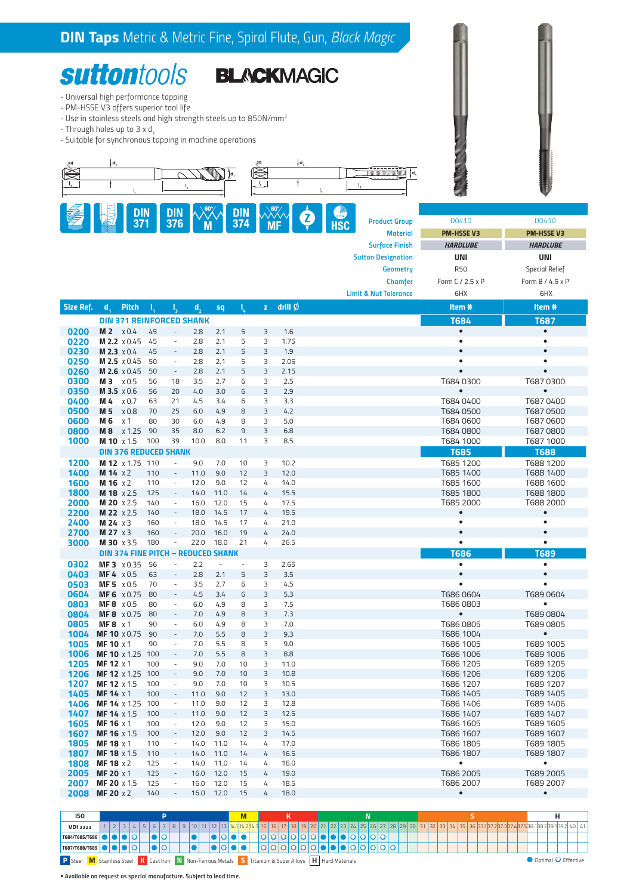# DIN Taps Metric & Metric Fine, Spiral Flute, Gun, *Black Magic*

suttontools BLACKMAGIC

- Universal high performance tapping
- PM-HSSE V3 offers superior tool life
- Use in stainless steels and high strength steels up to 850N/mm²
- Through holes up to 3 x $d_1$
- Suitable for synchronous tapping in machine operations

DIN 371 | DIN 376 | 60° M | DIN 374 | 60° MF | Z | HSC

| | | |
|---|---|---|
| Product Group | D0410 | D0410 |
| Material | PM-HSSE V3 | PM-HSSE V3 |
| Surface Finish | *HARDLUBE* | *HARDLUBE* |
| Sutton Designation | UNI | UNI |
| Geometry | R50 | Special Relief |
| Chamfer | Form C / 2.5 x P | Form B / 4.5 x P |
| Limit & Nut Tolerance | 6HX | 6HX |

| Size Ref. | $d_1$ | Pitch | $l_1$ | $l_3$ | $d_2$ | sq | $l_4$ | z | drill Ø | Item # | Item # |
|---|---|---|---|---|---|---|---|---|---|---|---|
| | **DIN 371 REINFORCED SHANK** | | | | | | | | | **T684** | **T687** |
| 0200 | M 2 | x 0.4 | 45 | - | 2.8 | 2.1 | 5 | 3 | 1.6 | • | • |
| 0220 | M 2.2 | x 0.45 | 45 | - | 2.8 | 2.1 | 5 | 3 | 1.75 | • | • |
| 0230 | M 2.3 | x 0.4 | 45 | - | 2.8 | 2.1 | 5 | 3 | 1.9 | • | • |
| 0250 | M 2.5 | x 0.45 | 50 | - | 2.8 | 2.1 | 5 | 3 | 2.05 | • | • |
| 0260 | M 2.6 | x 0.45 | 50 | - | 2.8 | 2.1 | 5 | 3 | 2.15 | • | • |
| 0300 | M 3 | x 0.5 | 56 | 18 | 3.5 | 2.7 | 6 | 3 | 2.5 | T684 0300 | T687 0300 |
| 0350 | M 3.5 | x 0.6 | 56 | 20 | 4.0 | 3.0 | 6 | 3 | 2.9 | • | • |
| 0400 | M 4 | x 0.7 | 63 | 21 | 4.5 | 3.4 | 6 | 3 | 3.3 | T684 0400 | T687 0400 |
| 0500 | M 5 | x 0.8 | 70 | 25 | 6.0 | 4.9 | 8 | 3 | 4.2 | T684 0500 | T687 0500 |
| 0600 | M 6 | x 1 | 80 | 30 | 6.0 | 4.9 | 8 | 3 | 5.0 | T684 0600 | T687 0600 |
| 0800 | M 8 | x 1.25 | 90 | 35 | 8.0 | 6.2 | 9 | 3 | 6.8 | T684 0800 | T687 0800 |
| 1000 | M 10 | x 1.5 | 100 | 39 | 10.0 | 8.0 | 11 | 3 | 8.5 | T684 1000 | T687 1000 |
| | **DIN 376 REDUCED SHANK** | | | | | | | | | **T685** | **T688** |
| 1200 | M 12 | x 1.75 | 110 | - | 9.0 | 7.0 | 10 | 3 | 10.2 | T685 1200 | T688 1200 |
| 1400 | M 14 | x 2 | 110 | - | 11.0 | 9.0 | 12 | 3 | 12.0 | T685 1400 | T688 1400 |
| 1600 | M 16 | x 2 | 110 | - | 12.0 | 9.0 | 12 | 4 | 14.0 | T685 1600 | T688 1600 |
| 1800 | M 18 | x 2.5 | 125 | - | 14.0 | 11.0 | 14 | 4 | 15.5 | T685 1800 | T688 1800 |
| 2000 | M 20 | x 2.5 | 140 | - | 16.0 | 12.0 | 15 | 4 | 17.5 | T685 2000 | T688 2000 |
| 2200 | M 22 | x 2.5 | 140 | - | 18.0 | 14.5 | 17 | 4 | 19.5 | • | • |
| 2400 | M 24 | x 3 | 160 | - | 18.0 | 14.5 | 17 | 4 | 21.0 | • | • |
| 2700 | M 27 | x 3 | 160 | - | 20.0 | 16.0 | 19 | 4 | 24.0 | • | • |
| 3000 | M 30 | x 3.5 | 180 | - | 22.0 | 18.0 | 21 | 4 | 26.5 | • | • |
| | **DIN 374 FINE PITCH – REDUCED SHANK** | | | | | | | | | **T686** | **T689** |
| 0302 | MF 3 | x 0.35 | 56 | - | 2.2 | - | - | 3 | 2.65 | • | • |
| 0403 | MF 4 | x 0.5 | 63 | - | 2.8 | 2.1 | 5 | 3 | 3.5 | • | • |
| 0503 | MF 5 | x 0.5 | 70 | - | 3.5 | 2.7 | 6 | 3 | 4.5 | • | • |
| 0604 | MF 6 | x 0.75 | 80 | - | 4.5 | 3.4 | 6 | 3 | 5.3 | T686 0604 | T689 0604 |
| 0803 | MF 8 | x 0.5 | 80 | - | 6.0 | 4.9 | 8 | 3 | 7.5 | T686 0803 | • |
| 0804 | MF 8 | x 0.75 | 80 | - | 7.0 | 4.9 | 8 | 3 | 7.3 | • | T689 0804 |
| 0805 | MF 8 | x 1 | 90 | - | 6.0 | 4.9 | 8 | 3 | 7.0 | T686 0805 | T689 0805 |
| 1004 | MF 10 | x 0.75 | 90 | - | 7.0 | 5.5 | 8 | 3 | 9.3 | T686 1004 | • |
| 1005 | MF 10 | x 1 | 90 | - | 7.0 | 5.5 | 8 | 3 | 9.0 | T686 1005 | T689 1005 |
| 1006 | MF 10 | x 1.25 | 100 | - | 7.0 | 5.5 | 8 | 3 | 8.8 | T686 1006 | T689 1006 |
| 1205 | MF 12 | x 1 | 100 | - | 9.0 | 7.0 | 10 | 3 | 11.0 | T686 1205 | T689 1205 |
| 1206 | MF 12 | x 1.25 | 100 | - | 9.0 | 7.0 | 10 | 3 | 10.8 | T686 1206 | T689 1206 |
| 1207 | MF 12 | x 1.5 | 100 | - | 9.0 | 7.0 | 10 | 3 | 10.5 | T686 1207 | T689 1207 |
| 1405 | MF 14 | x 1 | 100 | - | 11.0 | 9.0 | 12 | 3 | 13.0 | T686 1405 | T689 1405 |
| 1406 | MF 14 | x 1.25 | 100 | - | 11.0 | 9.0 | 12 | 3 | 12.8 | T686 1406 | T689 1406 |
| 1407 | MF 14 | x 1.5 | 100 | - | 11.0 | 9.0 | 12 | 3 | 12.5 | T686 1407 | T689 1407 |
| 1605 | MF 16 | x 1 | 100 | - | 12.0 | 9.0 | 12 | 3 | 15.0 | T686 1605 | T689 1605 |
| 1607 | MF 16 | x 1.5 | 100 | - | 12.0 | 9.0 | 12 | 3 | 14.5 | T686 1607 | T689 1607 |
| 1805 | MF 18 | x 1 | 110 | - | 14.0 | 11.0 | 14 | 4 | 17.0 | T686 1805 | T689 1805 |
| 1807 | MF 18 | x 1.5 | 110 | - | 14.0 | 11.0 | 14 | 4 | 16.5 | T686 1807 | T689 1807 |
| 1808 | MF 18 | x 2 | 125 | - | 14.0 | 11.0 | 14 | 4 | 16.0 | • | • |
| 2005 | MF 20 | x 1 | 125 | - | 16.0 | 12.0 | 15 | 4 | 19.0 | T686 2005 | T689 2005 |
| 2007 | MF 20 | x 1.5 | 125 | - | 16.0 | 12.0 | 15 | 4 | 18.5 | T686 2007 | T689 2007 |
| 2008 | MF 20 | x 2 | 140 | - | 16.0 | 12.0 | 15 | 4 | 18.0 | • | • |

| ISO | P | M | K | N | S | H |
|---|---|---|---|---|---|---|
| VDI 3323 | 1–13 | 14.1, 14.2, 14.3 | 15–20 | 21–30 | 31–37.5 | 38.1–41 |
| T684/T685/T686 | 1 ●, 2 ●, 3 ●, 4 ●, 5 ○, 7 ●, 8 ○, 10 ●, 12 ●, 13 ○ | 14.1 ●, 14.2 ● | 15–20 ○ | 21 ●, 22 ●, 23 ●, 24 ●, 25–26 ○, 27 ○ | | |
| T687/T688/T689 | 1 ●, 2 ●, 3 ●, 4 ●, 5 ○, 7 ●, 8 ○, 10 ●, 12 ●, 13 ○ | 14.1 ●, 14.2 ● | 15–20 ○ | 21 ●, 22 ●, 23 ●, 24 ●, 25–28 ○ | | |

P Steel | M Stainless Steel | K Cast Iron | N Non-Ferrous Metals | S Titanium & Super Alloys | H Hard Materials

● Optimal ○ Effective

• Available on request as special manufacture. Subject to lead time.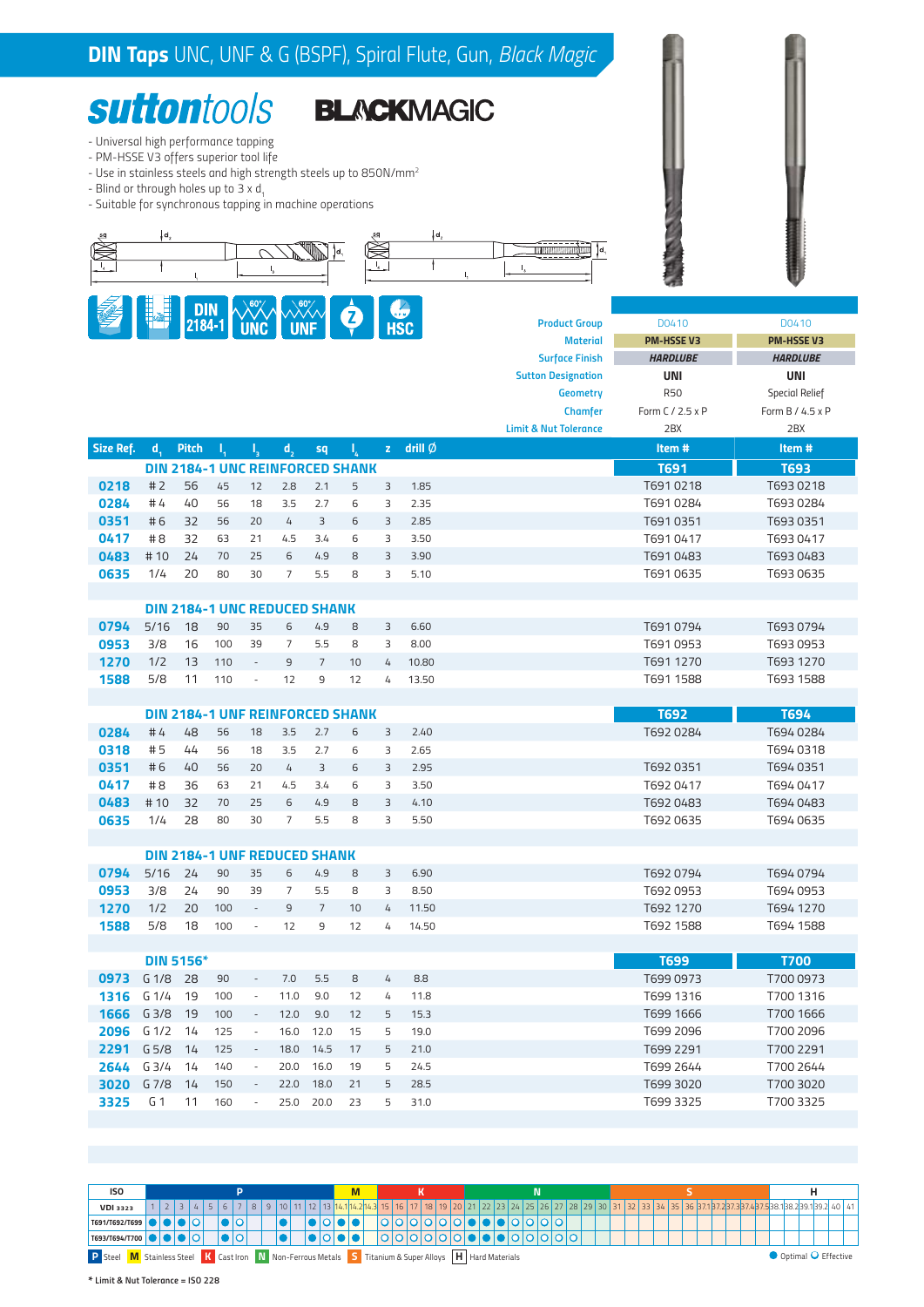# DIN Taps UNC, UNF & G (BSPF), Spiral Flute, Gun, *Black Magic*

**suttontools** BLACKMAGIC

- Universal high performance tapping
- PM-HSSE V3 offers superior tool life
- Use in stainless steels and high strength steels up to 850N/mm²
- Blind or through holes up to 3 x $d_1$
- Suitable for synchronous tapping in machine operations

DIN 2184-1 | 60° UNC | 60° UNF | Z | HSC

| | | |
|---|---|---|
| Product Group | D0410 | D0410 |
| Material | PM-HSSE V3 | PM-HSSE V3 |
| Surface Finish | *HARDLUBE* | *HARDLUBE* |
| Sutton Designation | UNI | UNI |
| Geometry | R50 | Special Relief |
| Chamfer | Form C / 2.5 x P | Form B / 4.5 x P |
| Limit & Nut Tolerance | 2BX | 2BX |

| Size Ref. | $d_1$ | Pitch | $l_1$ | $l_3$ | $d_2$ | sq | $l_4$ | z | drill Ø | Item # | Item # |
|---|---|---|---|---|---|---|---|---|---|---|---|
| **DIN 2184-1 UNC REINFORCED SHANK** | | | | | | | | | | **T691** | **T693** |
| 0218 | # 2 | 56 | 45 | 12 | 2.8 | 2.1 | 5 | 3 | 1.85 | T691 0218 | T693 0218 |
| 0284 | # 4 | 40 | 56 | 18 | 3.5 | 2.7 | 6 | 3 | 2.35 | T691 0284 | T693 0284 |
| 0351 | # 6 | 32 | 56 | 20 | 4 | 3 | 6 | 3 | 2.85 | T691 0351 | T693 0351 |
| 0417 | # 8 | 32 | 63 | 21 | 4.5 | 3.4 | 6 | 3 | 3.50 | T691 0417 | T693 0417 |
| 0483 | # 10 | 24 | 70 | 25 | 6 | 4.9 | 8 | 3 | 3.90 | T691 0483 | T693 0483 |
| 0635 | 1/4 | 20 | 80 | 30 | 7 | 5.5 | 8 | 3 | 5.10 | T691 0635 | T693 0635 |
| **DIN 2184-1 UNC REDUCED SHANK** | | | | | | | | | | | |
| 0794 | 5/16 | 18 | 90 | 35 | 6 | 4.9 | 8 | 3 | 6.60 | T691 0794 | T693 0794 |
| 0953 | 3/8 | 16 | 100 | 39 | 7 | 5.5 | 8 | 3 | 8.00 | T691 0953 | T693 0953 |
| 1270 | 1/2 | 13 | 110 | - | 9 | 7 | 10 | 4 | 10.80 | T691 1270 | T693 1270 |
| 1588 | 5/8 | 11 | 110 | - | 12 | 9 | 12 | 4 | 13.50 | T691 1588 | T693 1588 |
| **DIN 2184-1 UNF REINFORCED SHANK** | | | | | | | | | | **T692** | **T694** |
| 0284 | # 4 | 48 | 56 | 18 | 3.5 | 2.7 | 6 | 3 | 2.40 | T692 0284 | T694 0284 |
| 0318 | # 5 | 44 | 56 | 18 | 3.5 | 2.7 | 6 | 3 | 2.65 | | T694 0318 |
| 0351 | # 6 | 40 | 56 | 20 | 4 | 3 | 6 | 3 | 2.95 | T692 0351 | T694 0351 |
| 0417 | # 8 | 36 | 63 | 21 | 4.5 | 3.4 | 6 | 3 | 3.50 | T692 0417 | T694 0417 |
| 0483 | # 10 | 32 | 70 | 25 | 6 | 4.9 | 8 | 3 | 4.10 | T692 0483 | T694 0483 |
| 0635 | 1/4 | 28 | 80 | 30 | 7 | 5.5 | 8 | 3 | 5.50 | T692 0635 | T694 0635 |
| **DIN 2184-1 UNF REDUCED SHANK** | | | | | | | | | | | |
| 0794 | 5/16 | 24 | 90 | 35 | 6 | 4.9 | 8 | 3 | 6.90 | T692 0794 | T694 0794 |
| 0953 | 3/8 | 24 | 90 | 39 | 7 | 5.5 | 8 | 3 | 8.50 | T692 0953 | T694 0953 |
| 1270 | 1/2 | 20 | 100 | - | 9 | 7 | 10 | 4 | 11.50 | T692 1270 | T694 1270 |
| 1588 | 5/8 | 18 | 100 | - | 12 | 9 | 12 | 4 | 14.50 | T692 1588 | T694 1588 |
| **DIN 5156*** | | | | | | | | | | **T699** | **T700** |
| 0973 | G 1/8 | 28 | 90 | - | 7.0 | 5.5 | 8 | 4 | 8.8 | T699 0973 | T700 0973 |
| 1316 | G 1/4 | 19 | 100 | - | 11.0 | 9.0 | 12 | 4 | 11.8 | T699 1316 | T700 1316 |
| 1666 | G 3/8 | 19 | 100 | - | 12.0 | 9.0 | 12 | 5 | 15.3 | T699 1666 | T700 1666 |
| 2096 | G 1/2 | 14 | 125 | - | 16.0 | 12.0 | 15 | 5 | 19.0 | T699 2096 | T700 2096 |
| 2291 | G 5/8 | 14 | 125 | - | 18.0 | 14.5 | 17 | 5 | 21.0 | T699 2291 | T700 2291 |
| 2644 | G 3/4 | 14 | 140 | - | 20.0 | 16.0 | 19 | 5 | 24.5 | T699 2644 | T700 2644 |
| 3020 | G 7/8 | 14 | 150 | - | 22.0 | 18.0 | 21 | 5 | 28.5 | T699 3020 | T700 3020 |
| 3325 | G 1 | 11 | 160 | - | 25.0 | 20.0 | 23 | 5 | 31.0 | T699 3325 | T700 3325 |

| ISO | P | M | K | N | S | H |
|---|---|---|---|---|---|---|
| VDI 3323 | 1–13 | 14.1–14.3 | 15–20 | 21–30 | 31–37.5 | 38.1–41 |
| T691/T692/T699 | ● 1, 2, 3; ○ 4; ● 6; ○ 7; ● 10; ● 12; ○ 13 | ● 14.1, 14.2 | ○ 15–20 | ○ 21; ● 22, 23, 24; ○ 25–28 | | |
| T693/T694/T700 | ● 1, 2, 3; ○ 4; ● 6; ○ 7; ● 10; ● 12; ○ 13 | ● 14.1, 14.2 | ○ 15–20 | ○ 21; ● 22, 23, 24; ○ 25–29 | | |

P Steel · M Stainless Steel · K Cast Iron · N Non-Ferrous Metals · S Titanium & Super Alloys · H Hard Materials

● Optimal ○ Effective

\* Limit & Nut Tolerance = ISO 228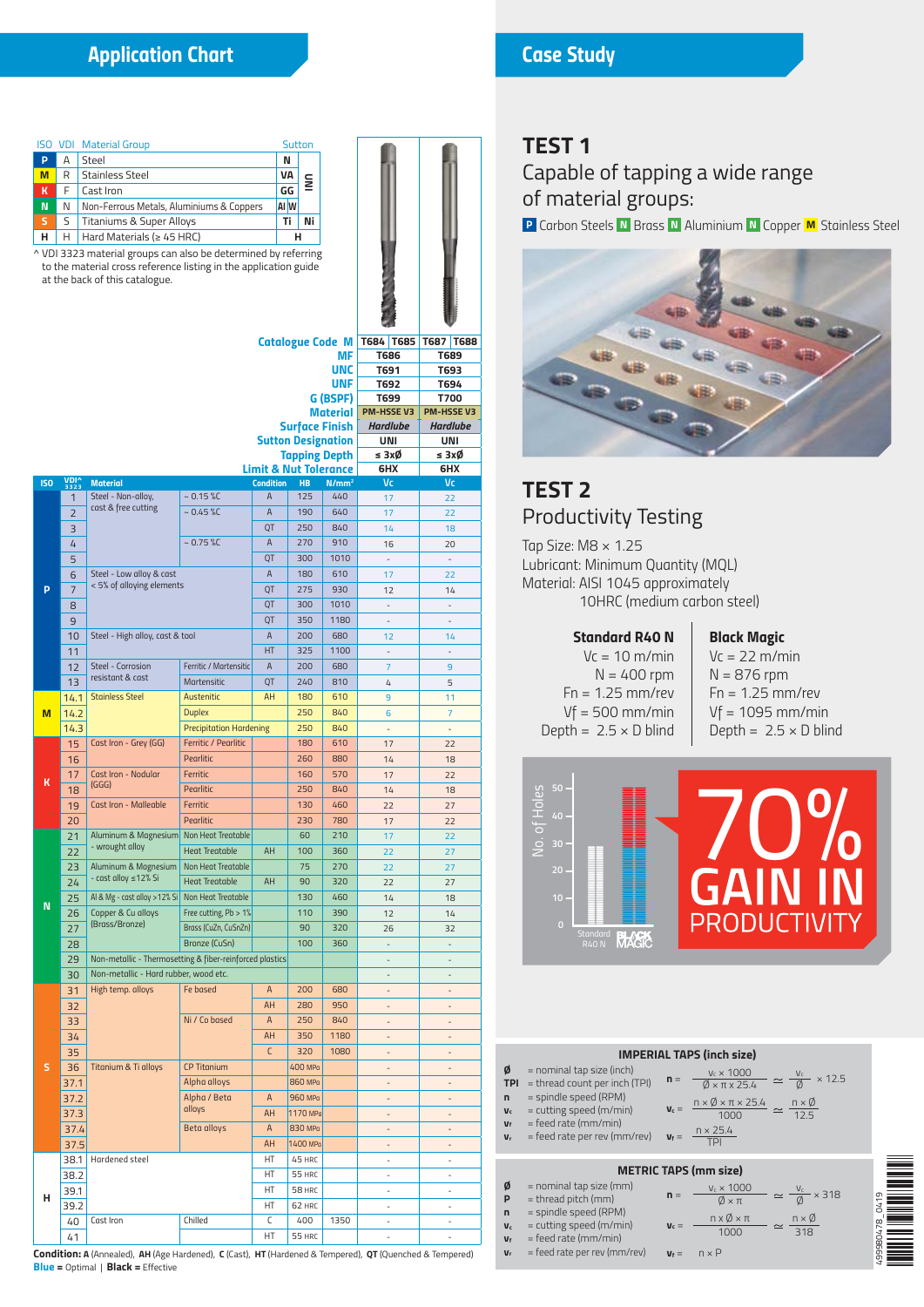## Application Chart

| ISO | VDI | Material Group | Sutton | |
|---|---|---|---|---|
| P | A | Steel | N | UNI |
| M | R | Stainless Steel | VA | |
| K | F | Cast Iron | GG | |
| N | N | Non-Ferrous Metals, Aluminiums & Coppers | Al W | |
| S | S | Titaniums & Super Alloys | Ti | Ni |
| H | H | Hard Materials (≥ 45 HRC) | H | |

^ VDI 3323 material groups can also be determined by referring to the material cross reference listing in the application guide at the back of this catalogue.

| | | | |
|---|---|---|---|
| Catalogue Code | M | T684 / T685 | T687 / T688 |
| | MF | T686 | T689 |
| | UNC | T691 | T693 |
| | UNF | T692 | T694 |
| | G (BSPF) | T699 | T700 |
| Material | | PM-HSSE V3 | PM-HSSE V3 |
| Surface Finish | | Hardlube | Hardlube |
| Sutton Designation | | UNI | UNI |
| Tapping Depth | | ≤ 3xØ | ≤ 3xØ |
| Limit & Nut Tolerance | | 6HX | 6HX |

| ISO | VDI^ 3323 | Material | | Condition | HB | N/mm² | Vc | Vc |
|---|---|---|---|---|---|---|---|---|
| P | 1 | Steel - Non-alloy, cast & free cutting | ~ 0.15 %C | A | 125 | 440 | 17 | 22 |
| | 2 | | ~ 0.45 %C | A | 190 | 640 | 17 | 22 |
| | 3 | | | QT | 250 | 840 | 14 | 18 |
| | 4 | | ~ 0.75 %C | A | 270 | 910 | 16 | 20 |
| | 5 | | | QT | 300 | 1010 | - | - |
| | 6 | Steel - Low alloy & cast < 5% of alloying elements | | A | 180 | 610 | 17 | 22 |
| | 7 | | | QT | 275 | 930 | 12 | 14 |
| | 8 | | | QT | 300 | 1010 | - | - |
| | 9 | | | QT | 350 | 1180 | - | - |
| | 10 | Steel - High alloy, cast & tool | | A | 200 | 680 | 12 | 14 |
| | 11 | | | HT | 325 | 1100 | - | - |
| | 12 | Steel - Corrosion resistant & cast | Ferritic / Martensitic | A | 200 | 680 | 7 | 9 |
| | 13 | | Martensitic | QT | 240 | 810 | 4 | 5 |
| M | 14.1 | Stainless Steel | Austenitic | AH | 180 | 610 | 9 | 11 |
| | 14.2 | | Duplex | | 250 | 840 | 6 | 7 |
| | 14.3 | | Precipitation Hardening | | 250 | 840 | - | - |
| K | 15 | Cast Iron - Grey (GG) | Ferritic / Pearlitic | | 180 | 610 | 17 | 22 |
| | 16 | | Pearlitic | | 260 | 880 | 14 | 18 |
| | 17 | Cast Iron - Nodular (GGG) | Ferritic | | 160 | 570 | 17 | 22 |
| | 18 | | Pearlitic | | 250 | 840 | 14 | 18 |
| | 19 | Cast Iron - Malleable | Ferritic | | 130 | 460 | 22 | 27 |
| | 20 | | Pearlitic | | 230 | 780 | 17 | 22 |
| N | 21 | Aluminum & Magnesium - wrought alloy | Non Heat Treatable | | 60 | 210 | 17 | 22 |
| | 22 | | Heat Treatable | AH | 100 | 360 | 22 | 27 |
| | 23 | Aluminum & Magnesium - cast alloy ≤12% Si | Non Heat Treatable | | 75 | 270 | 22 | 27 |
| | 24 | | Heat Treatable | AH | 90 | 320 | 22 | 27 |
| | 25 | Al & Mg - cast alloy >12% Si | Non Heat Treatable | | 130 | 460 | 14 | 18 |
| | 26 | Copper & Cu alloys (Brass/Bronze) | Free cutting, Pb > 1% | | 110 | 390 | 12 | 14 |
| | 27 | | Brass (CuZn, CuSnZn) | | 90 | 320 | 26 | 32 |
| | 28 | | Bronze (CuSn) | | 100 | 360 | - | - |
| | 29 | Non-metallic - Thermosetting & fiber-reinforced plastics | | | | | - | - |
| | 30 | Non-metallic - Hard rubber, wood etc. | | | | | - | - |
| S | 31 | High temp. alloys | Fe based | A | 200 | 680 | - | - |
| | 32 | | | AH | 280 | 950 | - | - |
| | 33 | | Ni / Co based | A | 250 | 840 | - | - |
| | 34 | | | AH | 350 | 1180 | - | - |
| | 35 | | | C | 320 | 1080 | - | - |
| | 36 | Titanium & Ti alloys | CP Titanium | | | 400 MPa | - | - |
| | 37.1 | | Alpha alloys | | | 860 MPa | - | - |
| | 37.2 | | Alpha / Beta alloys | A | | 960 MPa | - | - |
| | 37.3 | | | AH | | 1170 MPa | - | - |
| | 37.4 | | Beta alloys | A | | 830 MPa | - | - |
| | 37.5 | | | AH | | 1400 MPa | - | - |
| H | 38.1 | Hardened steel | | HT | 45 HRC | | - | - |
| | 38.2 | | | HT | 55 HRC | | - | - |
| | 39.1 | | | HT | 58 HRC | | - | - |
| | 39.2 | | | HT | 62 HRC | | - | - |
| | 40 | Cast Iron | Chilled | C | 400 | 1350 | - | - |
| | 41 | | | HT | 55 HRC | | - | - |

**Condition:** **A** (Annealed), **AH** (Age Hardened), **C** (Cast), **HT** (Hardened & Tempered), **QT** (Quenched & Tempered)
**Blue** = Optimal | **Black** = Effective

## Case Study

### TEST 1
Capable of tapping a wide range of material groups:

P Carbon Steels N Brass N Aluminium N Copper M Stainless Steel

### TEST 2
Productivity Testing

Tap Size: M8 × 1.25
Lubricant: Minimum Quantity (MQL)
Material: AISI 1045 approximately
10HRC (medium carbon steel)

| Standard R40 N | Black Magic |
|---|---|
| Vc = 10 m/min | Vc = 22 m/min |
| N = 400 rpm | N = 876 rpm |
| Fn = 1.25 mm/rev | Fn = 1.25 mm/rev |
| Vf = 500 mm/min | Vf = 1095 mm/min |
| Depth = 2.5 × D blind | Depth = 2.5 × D blind |

No. of Holes
50
40
30
20
10
0
Standard R40 N
BLACK MAGIC

70% GAIN IN PRODUCTIVITY

### IMPERIAL TAPS (inch size)

Ø = nominal tap size (inch)
TPI = thread count per inch (TPI)
n = spindle speed (RPM)
$V_c$ = cutting speed (m/min)
$V_f$ = feed rate (mm/min)
$V_r$ = feed rate per rev (mm/rev)

$$n = \frac{V_c \times 1000}{Ø \times \pi \times 25.4} \simeq \frac{V_c}{Ø} \times 12.5$$

$$V_c = \frac{n \times Ø \times \pi \times 25.4}{1000} \simeq \frac{n \times Ø}{12.5}$$

$$V_f = \frac{n \times 25.4}{TPI}$$

### METRIC TAPS (mm size)

Ø = nominal tap size (mm)
P = thread pitch (mm)
n = spindle speed (RPM)
$V_c$ = cutting speed (m/min)
$V_f$ = feed rate (mm/min)
$V_r$ = feed rate per rev (mm/rev)

$$n = \frac{V_c \times 1000}{Ø \times \pi} \simeq \frac{V_c}{Ø} \times 318$$

$$V_c = \frac{n \times Ø \times \pi}{1000} \simeq \frac{n \times Ø}{318}$$

$$V_f = n \times P$$